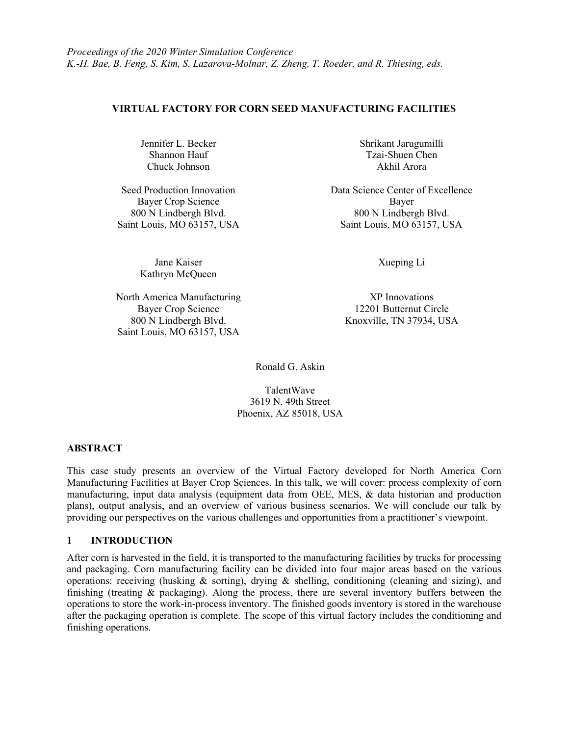*Proceedings of the 2020 Winter Simulation Conference*
*K.-H. Bae, B. Feng, S. Kim, S. Lazarova-Molnar, Z. Zheng, T. Roeder, and R. Thiesing, eds.*

# VIRTUAL FACTORY FOR CORN SEED MANUFACTURING FACILITIES

Jennifer L. Becker
Shannon Hauf
Chuck Johnson

Seed Production Innovation
Bayer Crop Science
800 N Lindbergh Blvd.
Saint Louis, MO 63157, USA

Shrikant Jarugumilli
Tzai-Shuen Chen
Akhil Arora

Data Science Center of Excellence
Bayer
800 N Lindbergh Blvd.
Saint Louis, MO 63157, USA

Jane Kaiser
Kathryn McQueen

North America Manufacturing
Bayer Crop Science
800 N Lindbergh Blvd.
Saint Louis, MO 63157, USA

Xueping Li

XP Innovations
12201 Butternut Circle
Knoxville, TN 37934, USA

Ronald G. Askin

TalentWave
3619 N. 49th Street
Phoenix, AZ 85018, USA

## ABSTRACT

This case study presents an overview of the Virtual Factory developed for North America Corn Manufacturing Facilities at Bayer Crop Sciences. In this talk, we will cover: process complexity of corn manufacturing, input data analysis (equipment data from OEE, MES, & data historian and production plans), output analysis, and an overview of various business scenarios. We will conclude our talk by providing our perspectives on the various challenges and opportunities from a practitioner's viewpoint.

## 1 INTRODUCTION

After corn is harvested in the field, it is transported to the manufacturing facilities by trucks for processing and packaging. Corn manufacturing facility can be divided into four major areas based on the various operations: receiving (husking & sorting), drying & shelling, conditioning (cleaning and sizing), and finishing (treating & packaging). Along the process, there are several inventory buffers between the operations to store the work-in-process inventory. The finished goods inventory is stored in the warehouse after the packaging operation is complete. The scope of this virtual factory includes the conditioning and finishing operations.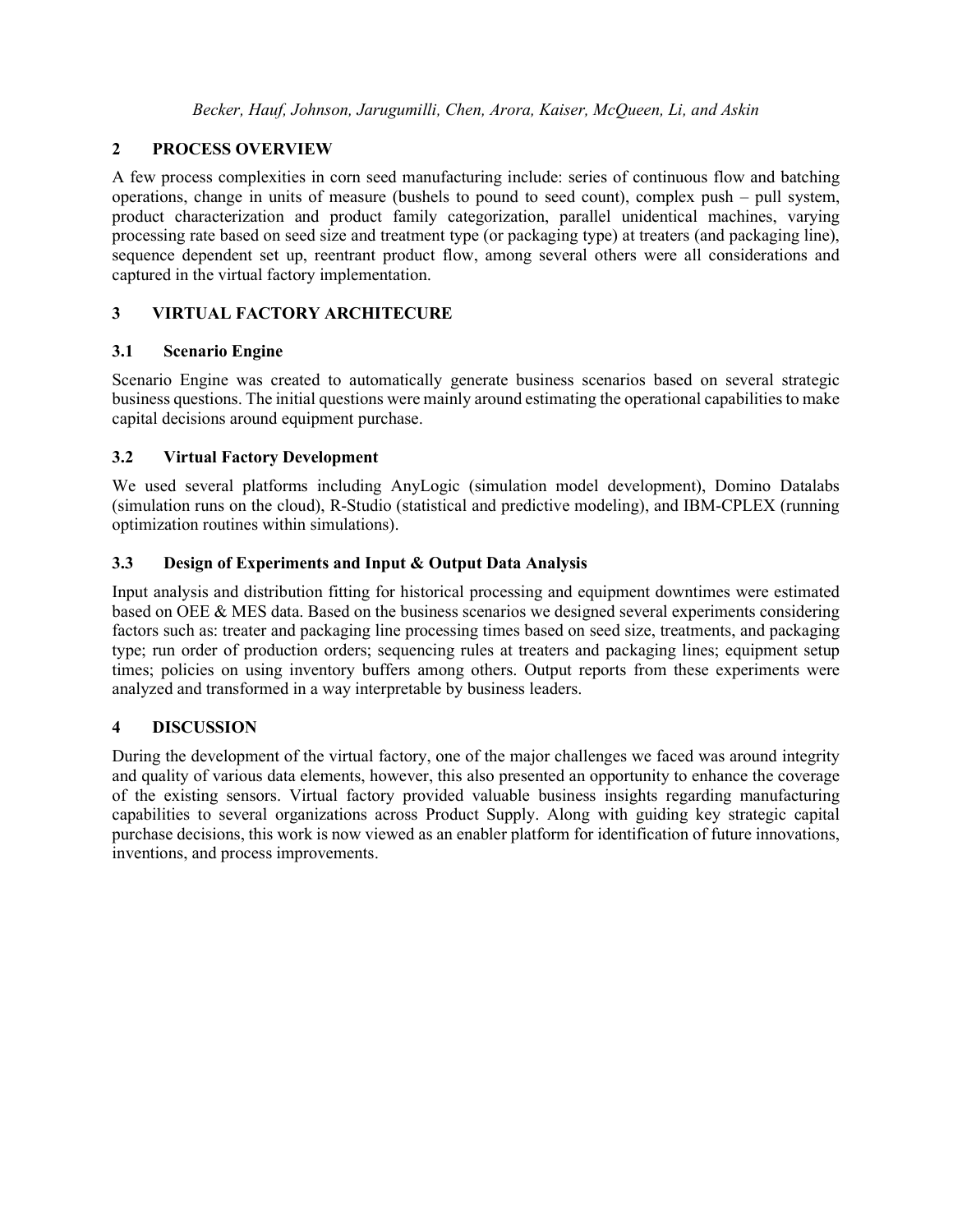## 2 PROCESS OVERVIEW

A few process complexities in corn seed manufacturing include: series of continuous flow and batching operations, change in units of measure (bushels to pound to seed count), complex push – pull system, product characterization and product family categorization, parallel unidentical machines, varying processing rate based on seed size and treatment type (or packaging type) at treaters (and packaging line), sequence dependent set up, reentrant product flow, among several others were all considerations and captured in the virtual factory implementation.

## 3 VIRTUAL FACTORY ARCHITECURE

### 3.1 Scenario Engine

Scenario Engine was created to automatically generate business scenarios based on several strategic business questions. The initial questions were mainly around estimating the operational capabilities to make capital decisions around equipment purchase.

### 3.2 Virtual Factory Development

We used several platforms including AnyLogic (simulation model development), Domino Datalabs (simulation runs on the cloud), R-Studio (statistical and predictive modeling), and IBM-CPLEX (running optimization routines within simulations).

### 3.3 Design of Experiments and Input & Output Data Analysis

Input analysis and distribution fitting for historical processing and equipment downtimes were estimated based on OEE & MES data. Based on the business scenarios we designed several experiments considering factors such as: treater and packaging line processing times based on seed size, treatments, and packaging type; run order of production orders; sequencing rules at treaters and packaging lines; equipment setup times; policies on using inventory buffers among others. Output reports from these experiments were analyzed and transformed in a way interpretable by business leaders.

## 4 DISCUSSION

During the development of the virtual factory, one of the major challenges we faced was around integrity and quality of various data elements, however, this also presented an opportunity to enhance the coverage of the existing sensors. Virtual factory provided valuable business insights regarding manufacturing capabilities to several organizations across Product Supply. Along with guiding key strategic capital purchase decisions, this work is now viewed as an enabler platform for identification of future innovations, inventions, and process improvements.